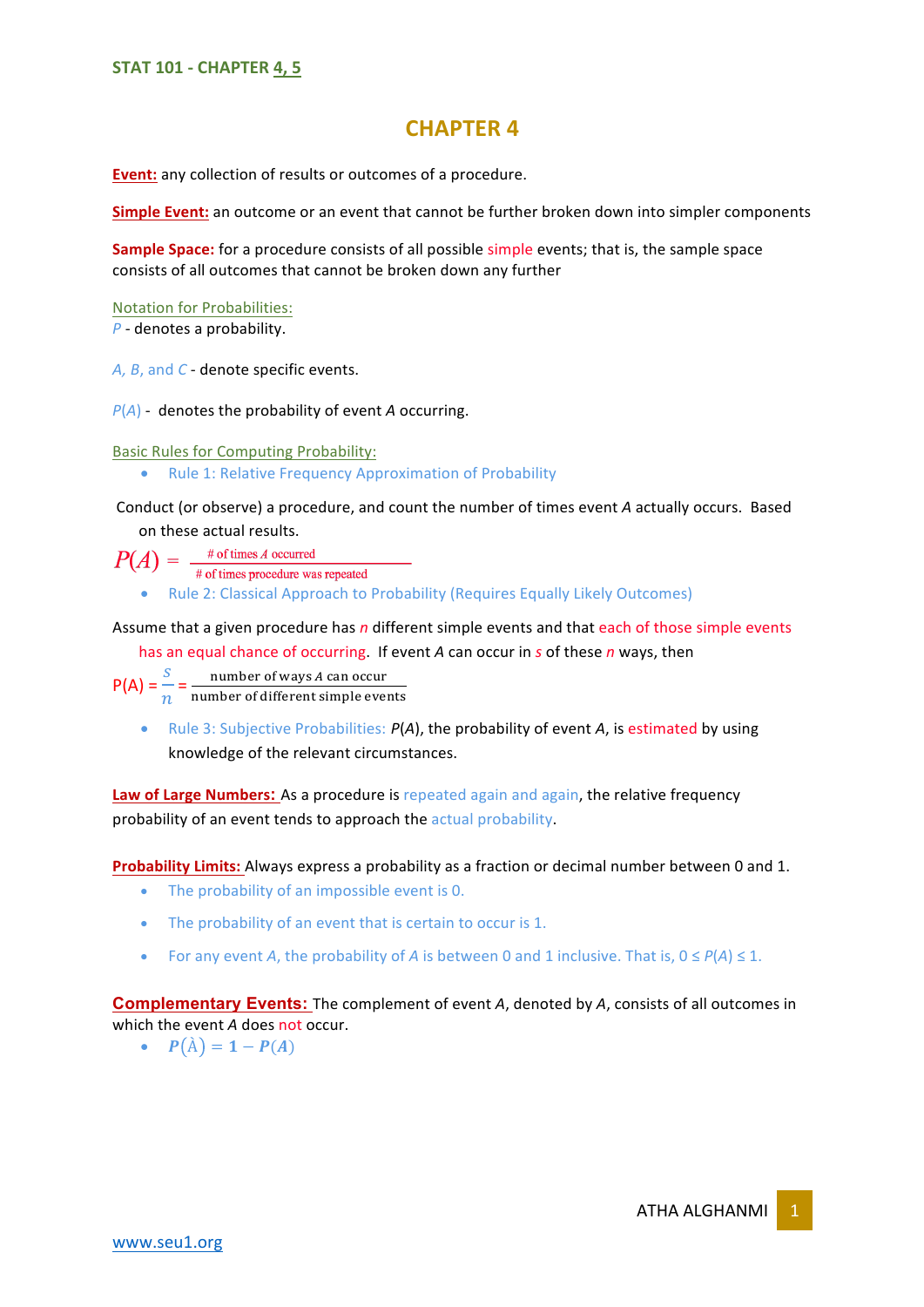# CHAPTER 4

**Event:** any collection of results or outcomes of a procedure.

**Simple Event:** an outcome or an event that cannot be further broken down into simpler components

**Sample Space:** for a procedure consists of all possible simple events; that is, the sample space consists of all outcomes that cannot be broken down any further

Notation for Probabilities:

*P* - denotes a probability.

*A, B,* and *C* - denote specific events.

*P*(*A*) - denotes the probability of event *A* occurring.

Basic Rules for Computing Probability:

- Rule 1: Relative Frequency Approximation of Probability

Conduct (or observe) a procedure, and count the number of times event *A* actually occurs. Based on these actual results.

$$P(A) = \frac{\text{\# of times } A \text{ occurred}}{\text{\# of times procedure was repeated}}$$

- Rule 2: Classical Approach to Probability (Requires Equally Likely Outcomes)

Assume that a given procedure has *n* different simple events and that each of those simple events has an equal chance of occurring. If event *A* can occur in *s* of these *n* ways, then

$$P(A) = \frac{s}{n} = \frac{\text{number of ways } A \text{ can occur}}{\text{number of different simple events}}$$

- Rule 3: Subjective Probabilities: *P*(*A*), the probability of event *A*, is estimated by using knowledge of the relevant circumstances.

**Law of Large Numbers:** As a procedure is repeated again and again, the relative frequency probability of an event tends to approach the actual probability.

**Probability Limits:** Always express a probability as a fraction or decimal number between 0 and 1.

- The probability of an impossible event is 0.
- The probability of an event that is certain to occur is 1.
- For any event *A*, the probability of *A* is between 0 and 1 inclusive. That is, $0 \le P(A) \le 1$.

**Complementary Events:** The complement of event *A*, denoted by *A*, consists of all outcomes in which the event *A* does not occur.

- $P(\bar{A}) = 1 - P(A)$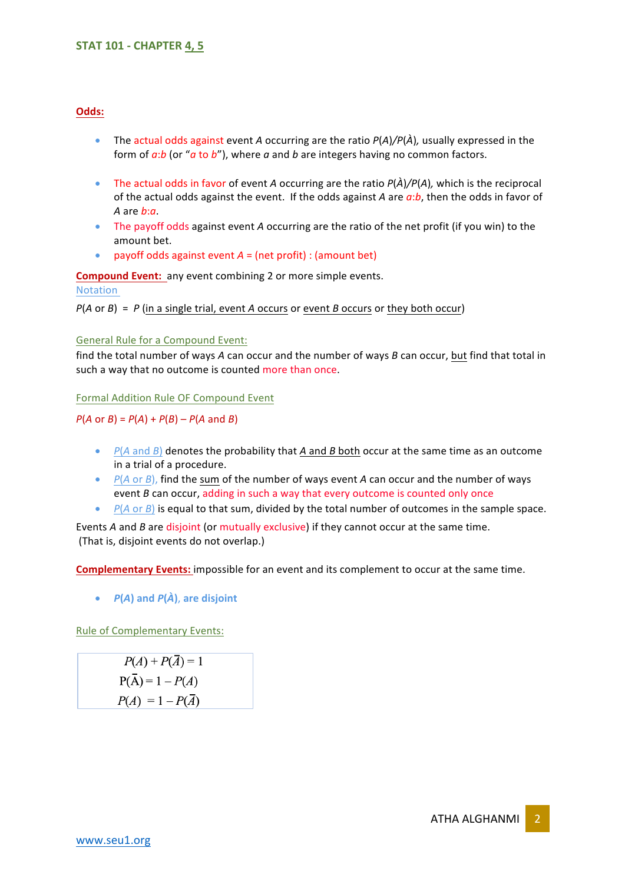## STAT 101 - CHAPTER 4, 5

### Odds:

- The actual odds against event *A* occurring are the ratio *P*(*A*)/*P*(*À*), usually expressed in the form of *a*:*b* (or "*a* to *b*"), where *a* and *b* are integers having no common factors.

- The actual odds in favor of event *A* occurring are the ratio *P*(*À*)/*P*(*A*), which is the reciprocal of the actual odds against the event. If the odds against *A* are *a*:*b*, then the odds in favor of *A* are *b*:*a*.
- The payoff odds against event *A* occurring are the ratio of the net profit (if you win) to the amount bet.
- payoff odds against event *A* = (net profit) : (amount bet)

**Compound Event:** any event combining 2 or more simple events.

Notation

*P*(*A* or *B*) = *P* (in a single trial, event *A* occurs or event *B* occurs or they both occur)

General Rule for a Compound Event:

find the total number of ways *A* can occur and the number of ways *B* can occur, but find that total in such a way that no outcome is counted more than once.

Formal Addition Rule OF Compound Event

*P*(*A* or *B*) = *P*(*A*) + *P*(*B*) – *P*(*A* and *B*)

- *P*(*A* and *B*) denotes the probability that *A* and *B* both occur at the same time as an outcome in a trial of a procedure.
- *P*(*A* or *B*), find the sum of the number of ways event *A* can occur and the number of ways event *B* can occur, adding in such a way that every outcome is counted only once
- *P*(*A* or *B*) is equal to that sum, divided by the total number of outcomes in the sample space.

Events *A* and *B* are disjoint (or mutually exclusive) if they cannot occur at the same time.
(That is, disjoint events do not overlap.)

**Complementary Events:** impossible for an event and its complement to occur at the same time.

- ***P*(*A*) and *P*(*À*), are disjoint**

Rule of Complementary Events:

$$P(A) + P(\bar{A}) = 1$$
$$P(\bar{A}) = 1 - P(A)$$
$$P(A) = 1 - P(\bar{A})$$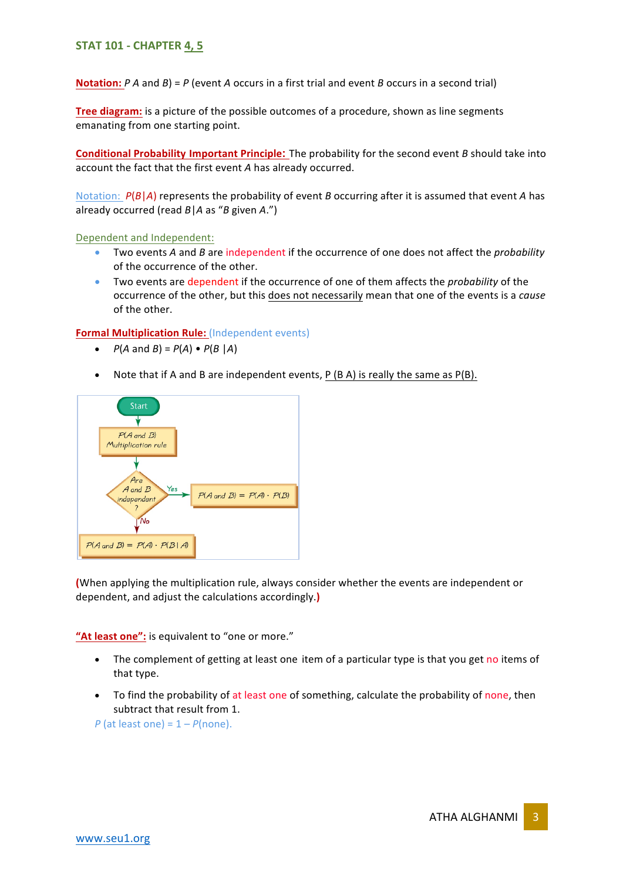## STAT 101 - CHAPTER 4, 5

**Notation:** $P$ $A$ and $B$) = $P$ (event $A$ occurs in a first trial and event $B$ occurs in a second trial)

**Tree diagram:** is a picture of the possible outcomes of a procedure, shown as line segments emanating from one starting point.

**Conditional Probability Important Principle:** The probability for the second event $B$ should take into account the fact that the first event $A$ has already occurred.

Notation: $P(B|A)$ represents the probability of event $B$ occurring after it is assumed that event $A$ has already occurred (read $B|A$ as "$B$ given $A$.")

Dependent and Independent:

- Two events $A$ and $B$ are independent if the occurrence of one does not affect the *probability* of the occurrence of the other.
- Two events are dependent if the occurrence of one of them affects the *probability* of the occurrence of the other, but this does not necessarily mean that one of the events is a *cause* of the other.

**Formal Multiplication Rule:** (Independent events)

- $P(A \text{ and } B) = P(A) \bullet P(B|A)$
- Note that if A and B are independent events, P (B A) is really the same as P(B).

Start

P(A and B) Multiplication rule

Are A and B independent?

Yes

P(A and B) = P(A) · P(B)

No

P(A and B) = P(A) · P(B | A)

(When applying the multiplication rule, always consider whether the events are independent or dependent, and adjust the calculations accordingly.)

**"At least one":** is equivalent to "one or more."

- The complement of getting at least one item of a particular type is that you get no items of that type.
- To find the probability of at least one of something, calculate the probability of none, then subtract that result from 1.

$P$ (at least one) = 1 – $P$(none).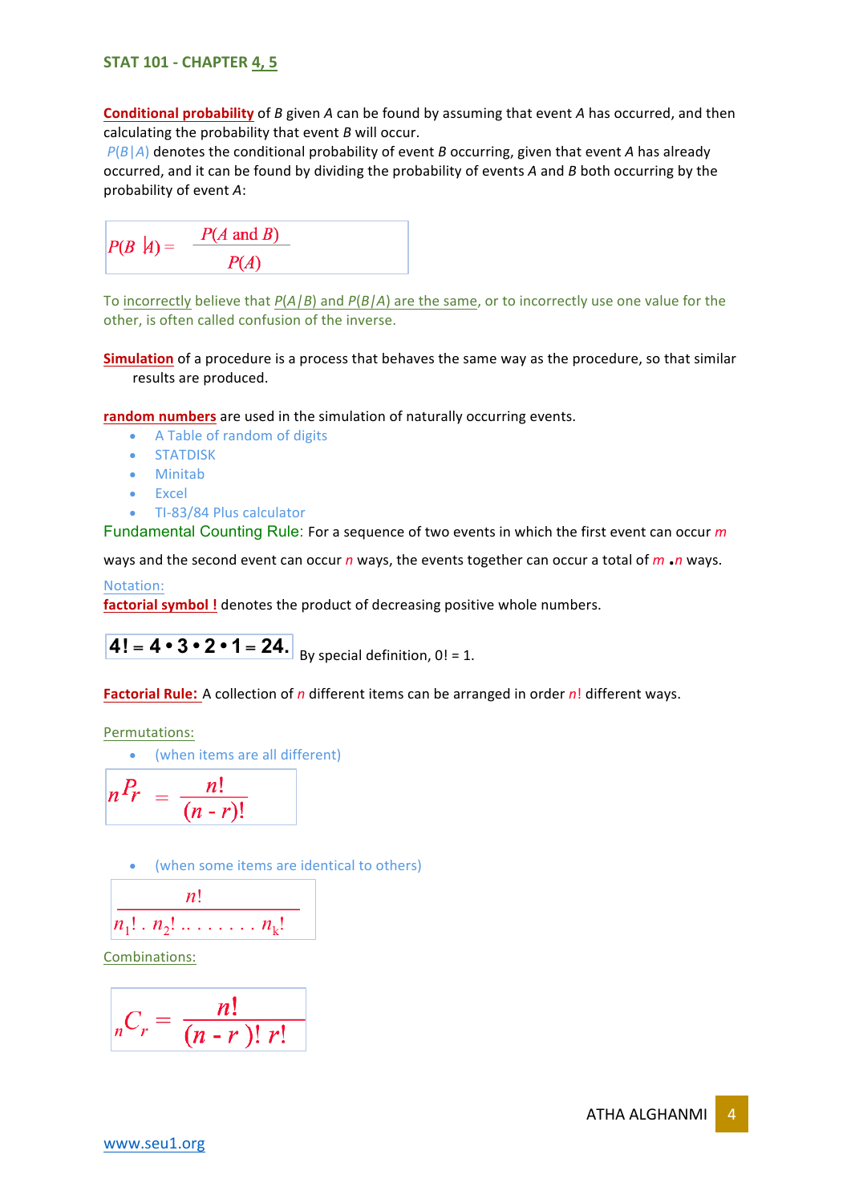**Conditional probability** of $B$ given $A$ can be found by assuming that event $A$ has occurred, and then calculating the probability that event $B$ will occur.

$P(B|A)$ denotes the conditional probability of event $B$ occurring, given that event $A$ has already occurred, and it can be found by dividing the probability of events $A$ and $B$ both occurring by the probability of event $A$:

$$P(B|A) = \frac{P(A \text{ and } B)}{P(A)}$$

To incorrectly believe that $P(A|B)$ and $P(B|A)$ are the same, or to incorrectly use one value for the other, is often called confusion of the inverse.

**Simulation** of a procedure is a process that behaves the same way as the procedure, so that similar results are produced.

**random numbers** are used in the simulation of naturally occurring events.

- A Table of random of digits
- STATDISK
- Minitab
- Excel
- TI-83/84 Plus calculator

Fundamental Counting Rule: For a sequence of two events in which the first event can occur $m$ ways and the second event can occur $n$ ways, the events together can occur a total of $m \cdot n$ ways.

Notation:

**factorial symbol !** denotes the product of decreasing positive whole numbers.

$$4! = 4 \cdot 3 \cdot 2 \cdot 1 = 24.$$

By special definition, 0! = 1.

**Factorial Rule:** A collection of $n$ different items can be arranged in order $n!$ different ways.

Permutations:

- (when items are all different)

$$_nP_r = \frac{n!}{(n-r)!}$$

- (when some items are identical to others)

$$\frac{n!}{n_1! \cdot n_2! \cdots\cdots n_k!}$$

Combinations:

$$_nC_r = \frac{n!}{(n-r)!\, r!}$$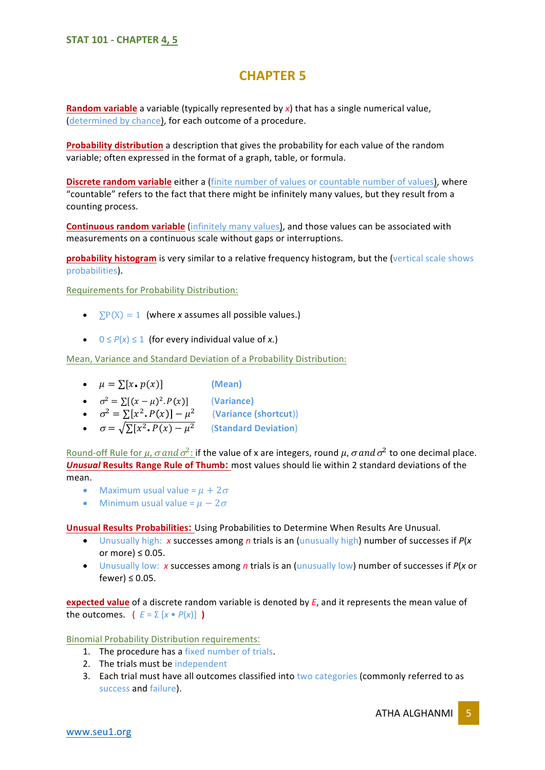# CHAPTER 5

**Random variable** a variable (typically represented by $x$) that has a single numerical value, (determined by chance), for each outcome of a procedure.

**Probability distribution** a description that gives the probability for each value of the random variable; often expressed in the format of a graph, table, or formula.

**Discrete random variable** either a (finite number of values or countable number of values), where "countable" refers to the fact that there might be infinitely many values, but they result from a counting process.

**Continuous random variable** (infinitely many values), and those values can be associated with measurements on a continuous scale without gaps or interruptions.

**probability histogram** is very similar to a relative frequency histogram, but the (vertical scale shows probabilities).

Requirements for Probability Distribution:

- $\sum P(X) = 1$ (where $x$ assumes all possible values.)
- $0 \le P(x) \le 1$ (for every individual value of $x$.)

Mean, Variance and Standard Deviation of a Probability Distribution:

- $\mu = \sum[x \cdot p(x)]$ **(Mean)**
- $\sigma^2 = \sum[(x-\mu)^2 . P(x)]$ **(Variance)**
- $\sigma^2 = \sum[x^2 . P(x)] - \mu^2$ **(Variance (shortcut))**
- $\sigma = \sqrt{\sum[x^2 . P(x) - \mu^2}$ **(Standard Deviation)**

Round-off Rule for $\mu, \sigma \, and \, \sigma^2$: if the value of x are integers, round $\mu, \sigma \, and \, \sigma^2$ to one decimal place.

***Unusual* Results Range Rule of Thumb:** most values should lie within 2 standard deviations of the mean.

- Maximum usual value = $\mu + 2\sigma$
- Minimum usual value = $\mu - 2\sigma$

**Unusual Results Probabilities:** Using Probabilities to Determine When Results Are Unusual.

- Unusually high: $x$ successes among $n$ trials is an (unusually high) number of successes if $P$($x$ or more) ≤ 0.05.
- Unusually low: $x$ successes among $n$ trials is an (unusually low) number of successes if $P$($x$ or fewer) ≤ 0.05.

**expected value** of a discrete random variable is denoted by $E$, and it represents the mean value of the outcomes. ( $E = \Sigma [x \bullet P(x)]$ )

Binomial Probability Distribution requirements:

1. The procedure has a fixed number of trials.
2. The trials must be independent
3. Each trial must have all outcomes classified into two categories (commonly referred to as success and failure).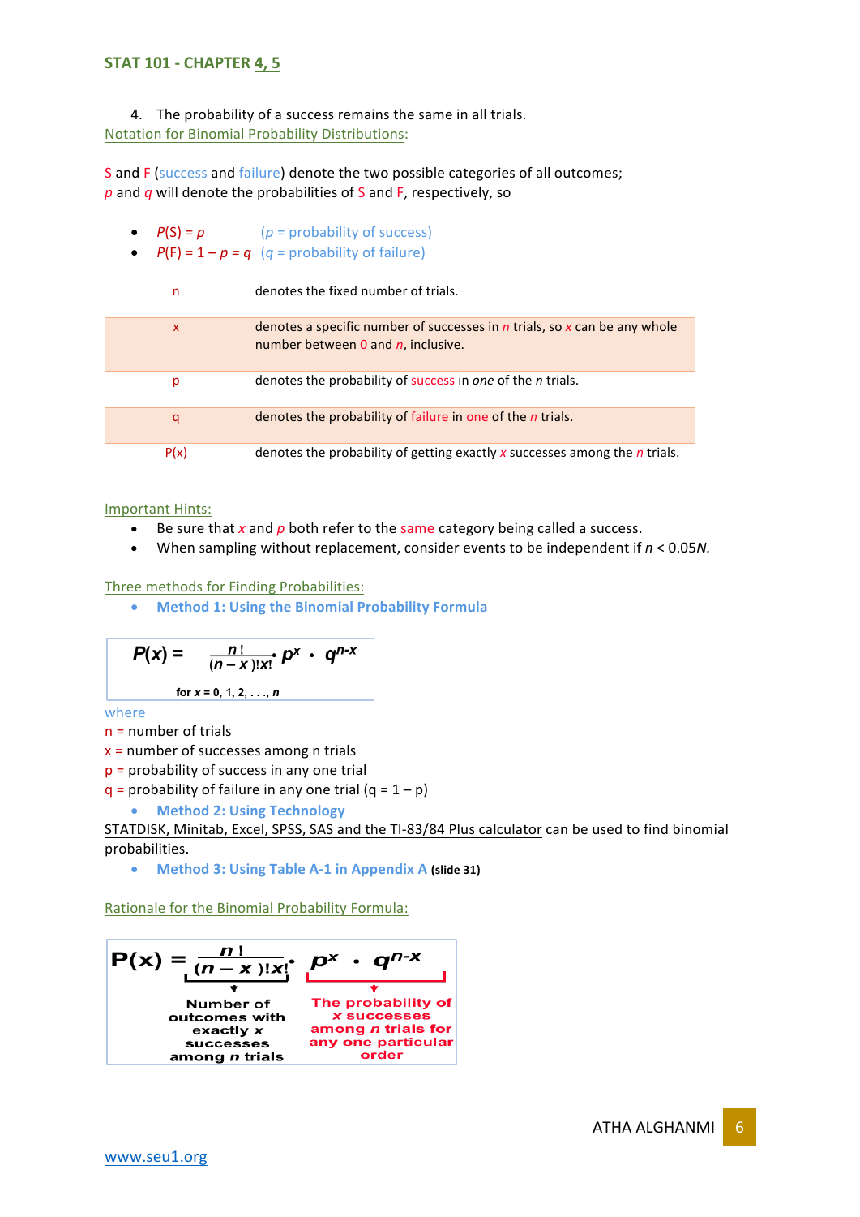4. The probability of a success remains the same in all trials.

Notation for Binomial Probability Distributions:

S and F (success and failure) denote the two possible categories of all outcomes;
$p$ and $q$ will denote the probabilities of S and F, respectively, so

- $P(S) = p$ ($p$ = probability of success)
- $P(F) = 1 - p = q$ ($q$ = probability of failure)

| | |
|---|---|
| n | denotes the fixed number of trials. |
| x | denotes a specific number of successes in $n$ trials, so $x$ can be any whole number between 0 and $n$, inclusive. |
| p | denotes the probability of success in *one* of the $n$ trials. |
| q | denotes the probability of failure in one of the $n$ trials. |
| P(x) | denotes the probability of getting exactly $x$ successes among the $n$ trials. |

Important Hints:

- Be sure that $x$ and $p$ both refer to the same category being called a success.
- When sampling without replacement, consider events to be independent if $n < 0.05N$.

Three methods for Finding Probabilities:

- **Method 1: Using the Binomial Probability Formula**

$$P(x) = \frac{n!}{(n-x)!x!} \cdot p^x \cdot q^{n-x}$$

for $x = 0, 1, 2, \ldots, n$

where

n = number of trials
x = number of successes among n trials
p = probability of success in any one trial
q = probability of failure in any one trial ($q = 1 - p$)

- **Method 2: Using Technology**

STATDISK, Minitab, Excel, SPSS, SAS and the TI-83/84 Plus calculator can be used to find binomial probabilities.

- **Method 3: Using Table A-1 in Appendix A** **(slide 31)**

Rationale for the Binomial Probability Formula:

$$P(x) = \frac{n!}{(n-x)!x!} \cdot p^x \cdot q^{n-x}$$

$\frac{n!}{(n-x)!x!}$ : Number of outcomes with exactly $x$ successes among $n$ trials

$p^x \cdot q^{n-x}$ : The probability of $x$ successes among $n$ trials for any one particular order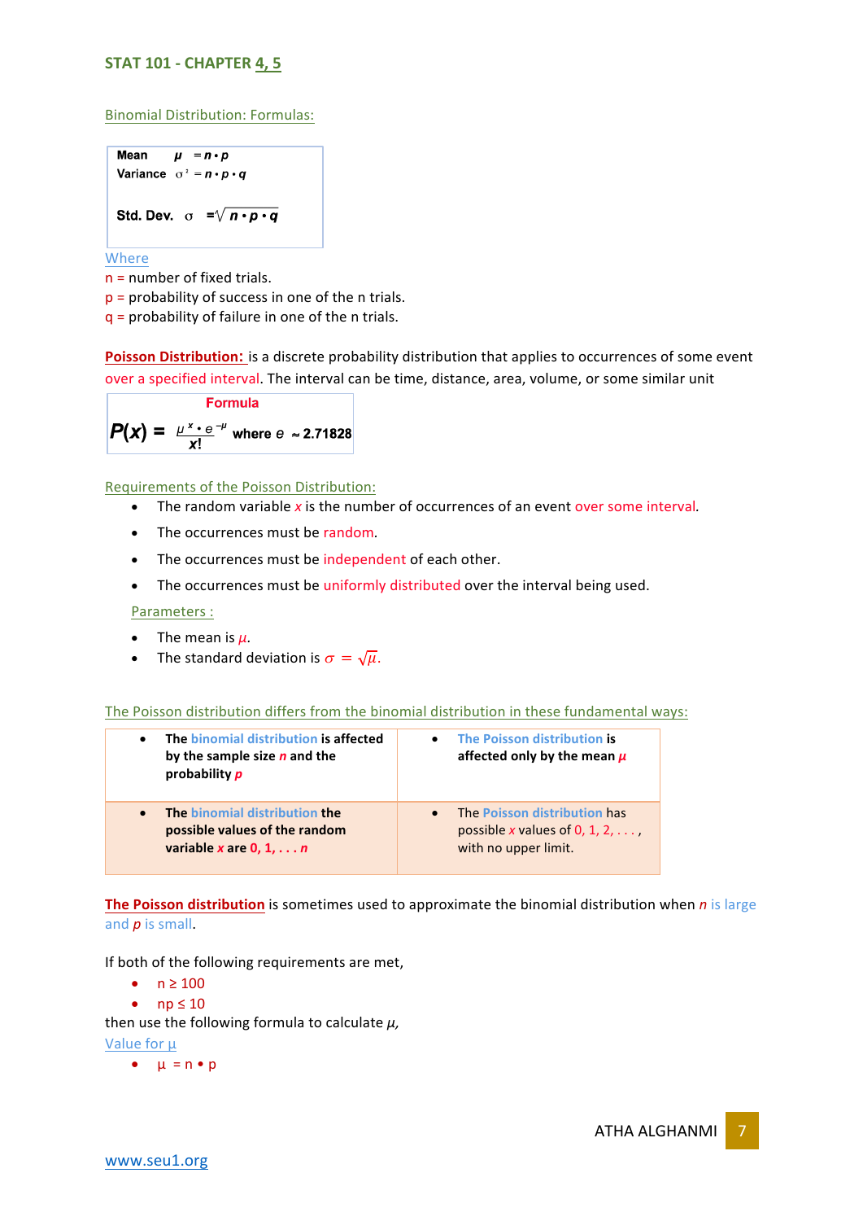## STAT 101 - CHAPTER 4, 5

### Binomial Distribution: Formulas:

**Mean** $\mu = n \cdot p$

**Variance** $\sigma^2 = n \cdot p \cdot q$

**Std. Dev.** $\sigma = \sqrt{n \cdot p \cdot q}$

Where

n = number of fixed trials.

p = probability of success in one of the n trials.

q = probability of failure in one of the n trials.

**Poisson Distribution:** is a discrete probability distribution that applies to occurrences of some event over a specified interval. The interval can be time, distance, area, volume, or some similar unit

**Formula**

$$P(x) = \frac{\mu^x \cdot e^{-\mu}}{x!} \quad \text{where } e \approx 2.71828$$

### Requirements of the Poisson Distribution:

- The random variable $x$ is the number of occurrences of an event over some interval.
- The occurrences must be random.
- The occurrences must be independent of each other.
- The occurrences must be uniformly distributed over the interval being used.

Parameters :

- The mean is $\mu$.
- The standard deviation is $\sigma = \sqrt{\mu}$.

### The Poisson distribution differs from the binomial distribution in these fundamental ways:

| | |
|---|---|
| • **The binomial distribution is affected by the sample size $n$ and the probability $p$** | • **The Poisson distribution is affected only by the mean $\mu$** |
| • **The binomial distribution the possible values of the random variable $x$ are 0, 1, . . . $n$** | • The Poisson distribution has possible $x$ values of 0, 1, 2, . . . , with no upper limit. |

**The Poisson distribution** is sometimes used to approximate the binomial distribution when $n$ is large and $p$ is small.

If both of the following requirements are met,

- $n \geq 100$
- $np \leq 10$

then use the following formula to calculate $\mu$,

Value for μ

- $\mu = n \cdot p$